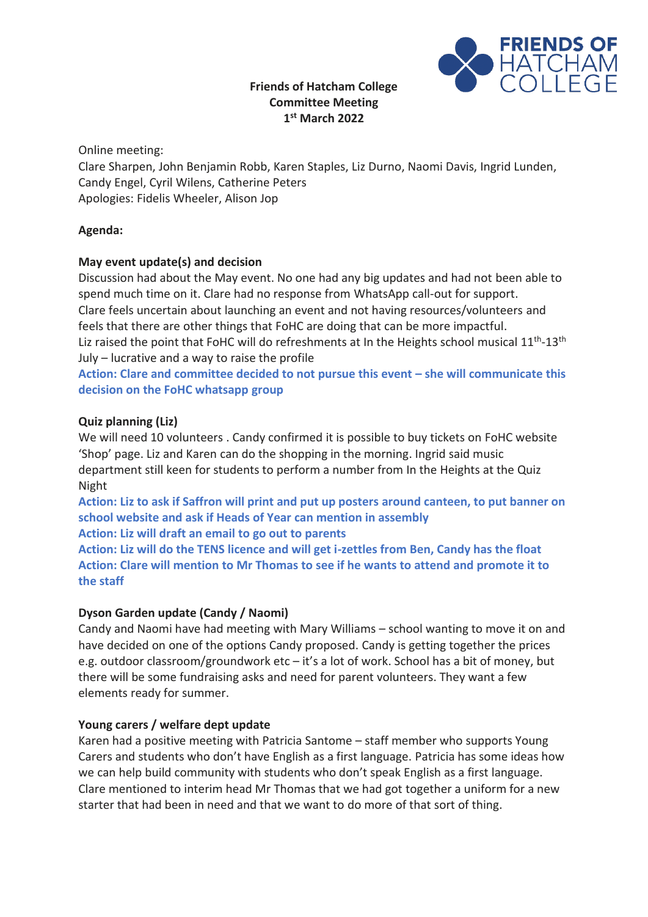**Friends of Hatcham College**
**Committee Meeting**
**1st March 2022**

Online meeting:
Clare Sharpen, John Benjamin Robb, Karen Staples, Liz Durno, Naomi Davis, Ingrid Lunden, Candy Engel, Cyril Wilens, Catherine Peters
Apologies: Fidelis Wheeler, Alison Jop

**Agenda:**

**May event update(s) and decision**
Discussion had about the May event. No one had any big updates and had not been able to spend much time on it. Clare had no response from WhatsApp call-out for support.
Clare feels uncertain about launching an event and not having resources/volunteers and feels that there are other things that FoHC are doing that can be more impactful.
Liz raised the point that FoHC will do refreshments at In the Heights school musical 11th-13th July – lucrative and a way to raise the profile
**Action: Clare and committee decided to not pursue this event – she will communicate this decision on the FoHC whatsapp group**

**Quiz planning (Liz)**
We will need 10 volunteers . Candy confirmed it is possible to buy tickets on FoHC website 'Shop' page. Liz and Karen can do the shopping in the morning. Ingrid said music department still keen for students to perform a number from In the Heights at the Quiz Night
**Action: Liz to ask if Saffron will print and put up posters around canteen, to put banner on school website and ask if Heads of Year can mention in assembly**
**Action: Liz will draft an email to go out to parents**
**Action: Liz will do the TENS licence and will get i-zettles from Ben, Candy has the float**
**Action: Clare will mention to Mr Thomas to see if he wants to attend and promote it to the staff**

**Dyson Garden update (Candy / Naomi)**
Candy and Naomi have had meeting with Mary Williams – school wanting to move it on and have decided on one of the options Candy proposed. Candy is getting together the prices e.g. outdoor classroom/groundwork etc – it's a lot of work. School has a bit of money, but there will be some fundraising asks and need for parent volunteers. They want a few elements ready for summer.

**Young carers / welfare dept update**
Karen had a positive meeting with Patricia Santome – staff member who supports Young Carers and students who don't have English as a first language. Patricia has some ideas how we can help build community with students who don't speak English as a first language.
Clare mentioned to interim head Mr Thomas that we had got together a uniform for a new starter that had been in need and that we want to do more of that sort of thing.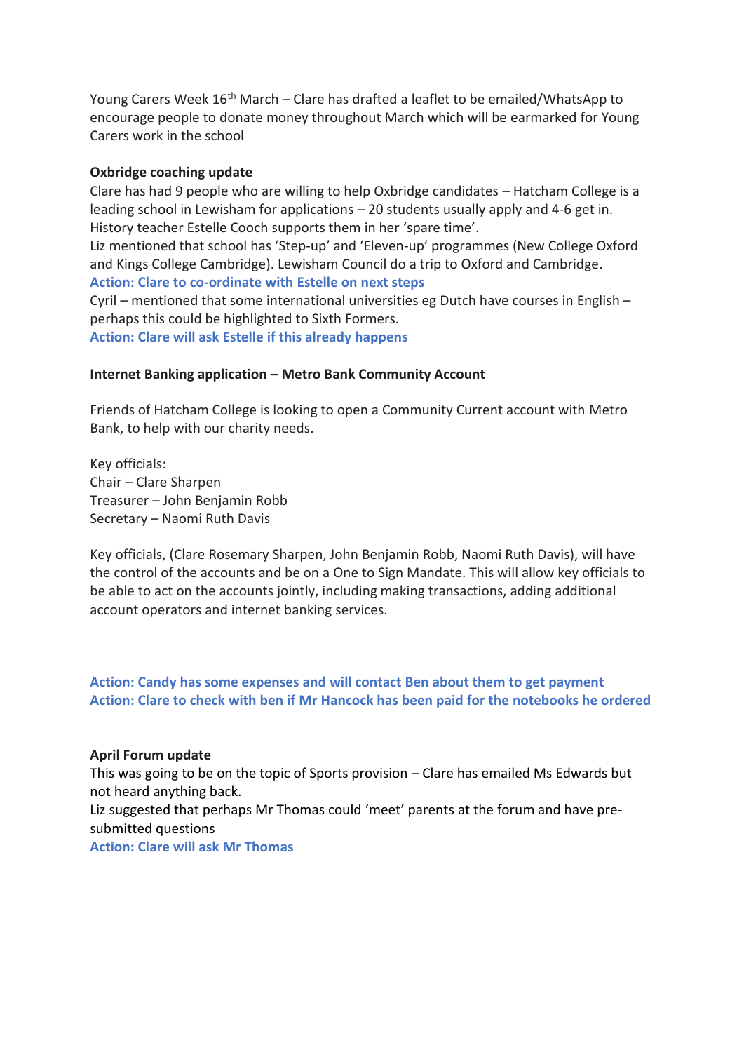Young Carers Week 16th March – Clare has drafted a leaflet to be emailed/WhatsApp to encourage people to donate money throughout March which will be earmarked for Young Carers work in the school

**Oxbridge coaching update**

Clare has had 9 people who are willing to help Oxbridge candidates – Hatcham College is a leading school in Lewisham for applications – 20 students usually apply and 4-6 get in. History teacher Estelle Cooch supports them in her 'spare time'.
Liz mentioned that school has 'Step-up' and 'Eleven-up' programmes (New College Oxford and Kings College Cambridge). Lewisham Council do a trip to Oxford and Cambridge.
**Action: Clare to co-ordinate with Estelle on next steps**
Cyril – mentioned that some international universities eg Dutch have courses in English – perhaps this could be highlighted to Sixth Formers.
**Action: Clare will ask Estelle if this already happens**

**Internet Banking application – Metro Bank Community Account**

Friends of Hatcham College is looking to open a Community Current account with Metro Bank, to help with our charity needs.

Key officials:
Chair – Clare Sharpen
Treasurer – John Benjamin Robb
Secretary – Naomi Ruth Davis

Key officials, (Clare Rosemary Sharpen, John Benjamin Robb, Naomi Ruth Davis), will have the control of the accounts and be on a One to Sign Mandate. This will allow key officials to be able to act on the accounts jointly, including making transactions, adding additional account operators and internet banking services.

**Action: Candy has some expenses and will contact Ben about them to get payment**
**Action: Clare to check with ben if Mr Hancock has been paid for the notebooks he ordered**

**April Forum update**

This was going to be on the topic of Sports provision – Clare has emailed Ms Edwards but not heard anything back.
Liz suggested that perhaps Mr Thomas could 'meet' parents at the forum and have pre-submitted questions
**Action: Clare will ask Mr Thomas**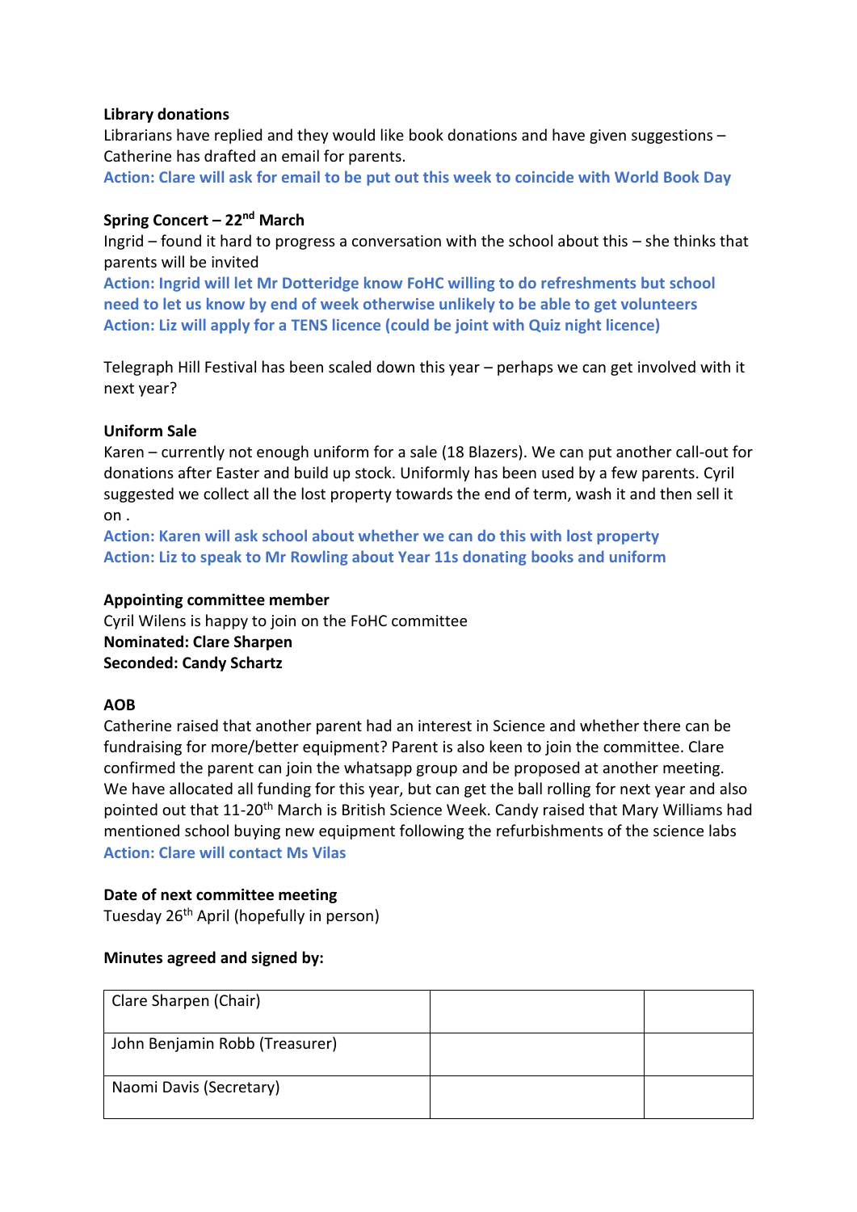**Library donations**
Librarians have replied and they would like book donations and have given suggestions – Catherine has drafted an email for parents.
**Action: Clare will ask for email to be put out this week to coincide with World Book Day**

**Spring Concert – 22nd March**
Ingrid – found it hard to progress a conversation with the school about this – she thinks that parents will be invited
**Action: Ingrid will let Mr Dotteridge know FoHC willing to do refreshments but school need to let us know by end of week otherwise unlikely to be able to get volunteers**
**Action: Liz will apply for a TENS licence (could be joint with Quiz night licence)**

Telegraph Hill Festival has been scaled down this year – perhaps we can get involved with it next year?

**Uniform Sale**
Karen – currently not enough uniform for a sale (18 Blazers). We can put another call-out for donations after Easter and build up stock. Uniformly has been used by a few parents. Cyril suggested we collect all the lost property towards the end of term, wash it and then sell it on .
**Action: Karen will ask school about whether we can do this with lost property**
**Action: Liz to speak to Mr Rowling about Year 11s donating books and uniform**

**Appointing committee member**
Cyril Wilens is happy to join on the FoHC committee
**Nominated: Clare Sharpen**
**Seconded: Candy Schartz**

**AOB**
Catherine raised that another parent had an interest in Science and whether there can be fundraising for more/better equipment? Parent is also keen to join the committee. Clare confirmed the parent can join the whatsapp group and be proposed at another meeting. We have allocated all funding for this year, but can get the ball rolling for next year and also pointed out that 11-20th March is British Science Week. Candy raised that Mary Williams had mentioned school buying new equipment following the refurbishments of the science labs
**Action: Clare will contact Ms Vilas**

**Date of next committee meeting**
Tuesday 26th April (hopefully in person)

**Minutes agreed and signed by:**

| | | |
|---|---|---|
| Clare Sharpen (Chair) | | |
| John Benjamin Robb (Treasurer) | | |
| Naomi Davis (Secretary) | | |